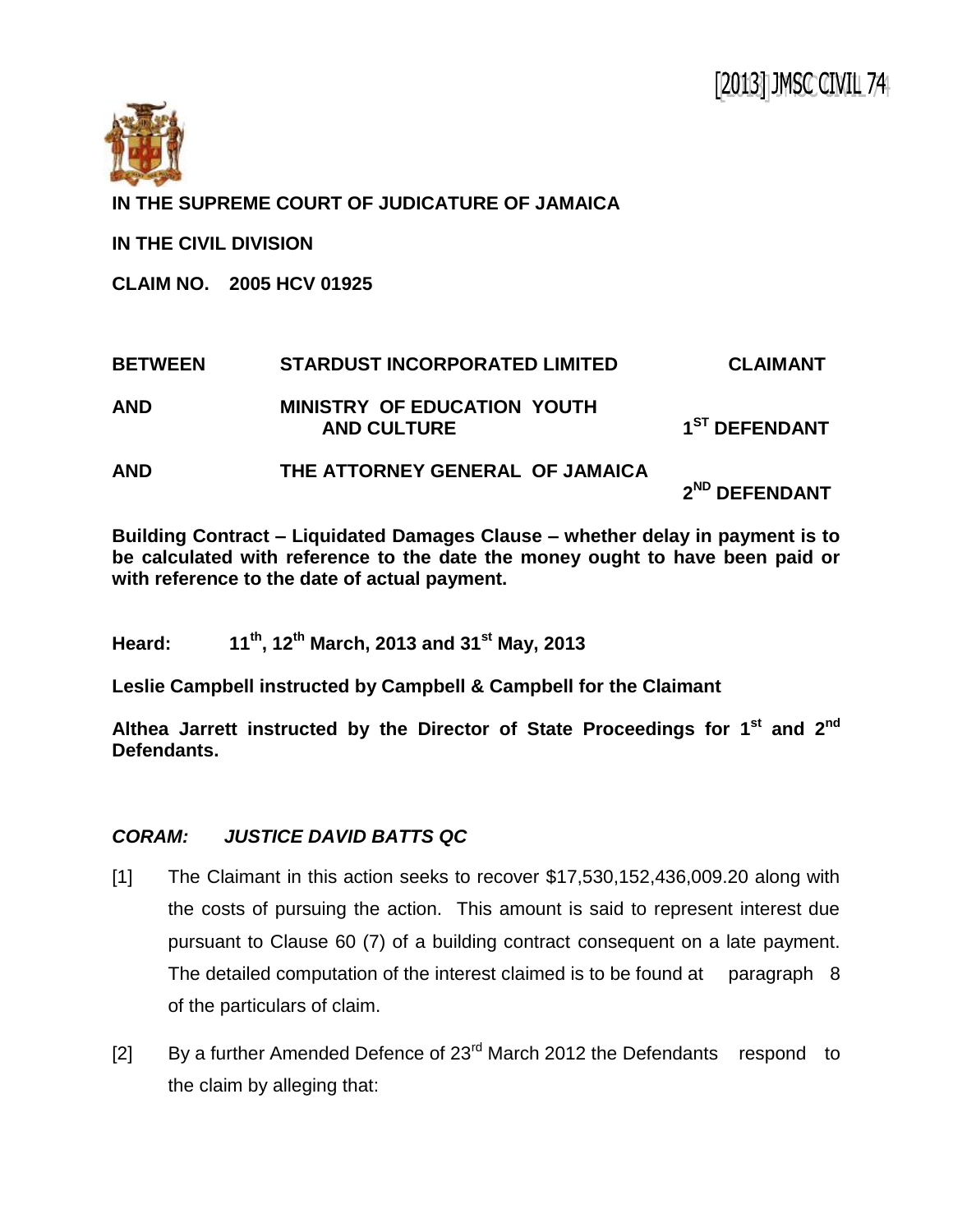[2013] JMSC CIVIL 74

**IN THE SUPREME COURT OF JUDICATURE OF JAMAICA**

**IN THE CIVIL DIVISION**

**CLAIM NO. 2005 HCV 01925**

| | | |
|---|---|---|
| **BETWEEN** | **STARDUST INCORPORATED LIMITED** | **CLAIMANT** |
| **AND** | **MINISTRY OF EDUCATION YOUTH AND CULTURE** | **1ST DEFENDANT** |
| **AND** | **THE ATTORNEY GENERAL OF JAMAICA** | **2ND DEFENDANT** |

**Building Contract – Liquidated Damages Clause – whether delay in payment is to be calculated with reference to the date the money ought to have been paid or with reference to the date of actual payment.**

**Heard: 11th, 12th March, 2013 and 31st May, 2013**

**Leslie Campbell instructed by Campbell & Campbell for the Claimant**

**Althea Jarrett instructed by the Director of State Proceedings for 1st and 2nd Defendants.**

***CORAM: JUSTICE DAVID BATTS QC***

[1] The Claimant in this action seeks to recover $17,530,152,436,009.20 along with the costs of pursuing the action. This amount is said to represent interest due pursuant to Clause 60 (7) of a building contract consequent on a late payment. The detailed computation of the interest claimed is to be found at paragraph 8 of the particulars of claim.

[2] By a further Amended Defence of 23rd March 2012 the Defendants respond to the claim by alleging that: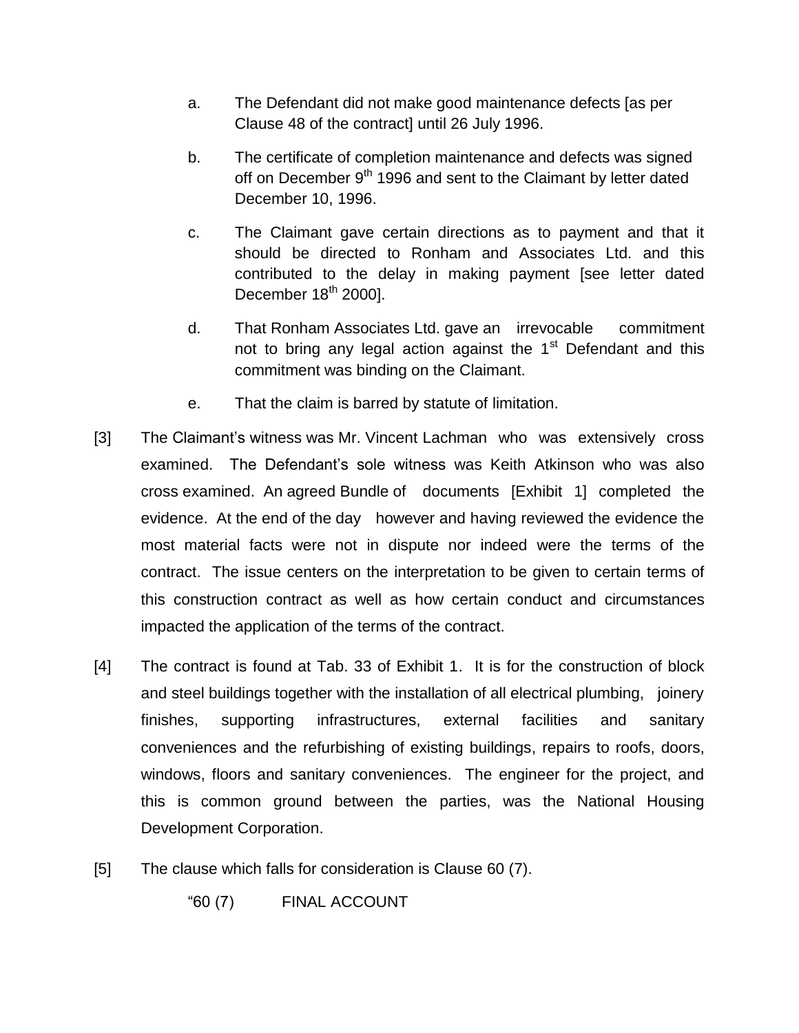a. The Defendant did not make good maintenance defects [as per Clause 48 of the contract] until 26 July 1996.

b. The certificate of completion maintenance and defects was signed off on December 9th 1996 and sent to the Claimant by letter dated December 10, 1996.

c. The Claimant gave certain directions as to payment and that it should be directed to Ronham and Associates Ltd. and this contributed to the delay in making payment [see letter dated December 18th 2000].

d. That Ronham Associates Ltd. gave an irrevocable commitment not to bring any legal action against the 1st Defendant and this commitment was binding on the Claimant.

e. That the claim is barred by statute of limitation.

[3] The Claimant's witness was Mr. Vincent Lachman who was extensively cross examined. The Defendant's sole witness was Keith Atkinson who was also cross examined. An agreed Bundle of documents [Exhibit 1] completed the evidence. At the end of the day however and having reviewed the evidence the most material facts were not in dispute nor indeed were the terms of the contract. The issue centers on the interpretation to be given to certain terms of this construction contract as well as how certain conduct and circumstances impacted the application of the terms of the contract.

[4] The contract is found at Tab. 33 of Exhibit 1. It is for the construction of block and steel buildings together with the installation of all electrical plumbing, joinery finishes, supporting infrastructures, external facilities and sanitary conveniences and the refurbishing of existing buildings, repairs to roofs, doors, windows, floors and sanitary conveniences. The engineer for the project, and this is common ground between the parties, was the National Housing Development Corporation.

[5] The clause which falls for consideration is Clause 60 (7).

"60 (7) FINAL ACCOUNT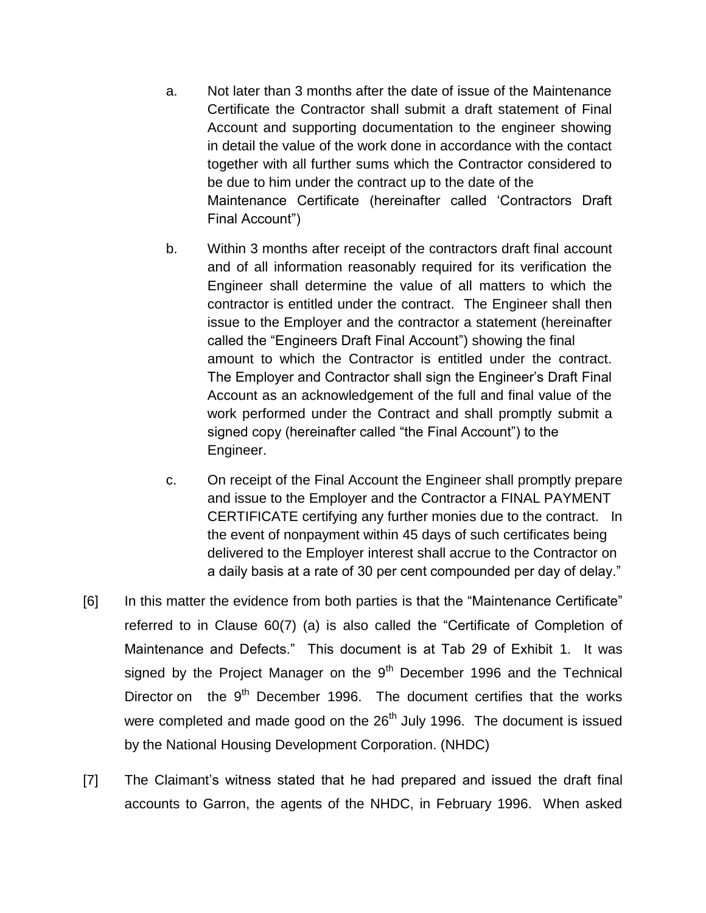a. Not later than 3 months after the date of issue of the Maintenance Certificate the Contractor shall submit a draft statement of Final Account and supporting documentation to the engineer showing in detail the value of the work done in accordance with the contact together with all further sums which the Contractor considered to be due to him under the contract up to the date of the Maintenance Certificate (hereinafter called 'Contractors Draft Final Account")

b. Within 3 months after receipt of the contractors draft final account and of all information reasonably required for its verification the Engineer shall determine the value of all matters to which the contractor is entitled under the contract. The Engineer shall then issue to the Employer and the contractor a statement (hereinafter called the "Engineers Draft Final Account") showing the final amount to which the Contractor is entitled under the contract. The Employer and Contractor shall sign the Engineer's Draft Final Account as an acknowledgement of the full and final value of the work performed under the Contract and shall promptly submit a signed copy (hereinafter called "the Final Account") to the Engineer.

c. On receipt of the Final Account the Engineer shall promptly prepare and issue to the Employer and the Contractor a FINAL PAYMENT CERTIFICATE certifying any further monies due to the contract. In the event of nonpayment within 45 days of such certificates being delivered to the Employer interest shall accrue to the Contractor on a daily basis at a rate of 30 per cent compounded per day of delay."

[6] In this matter the evidence from both parties is that the "Maintenance Certificate" referred to in Clause 60(7) (a) is also called the "Certificate of Completion of Maintenance and Defects." This document is at Tab 29 of Exhibit 1. It was signed by the Project Manager on the 9th December 1996 and the Technical Director on the 9th December 1996. The document certifies that the works were completed and made good on the 26th July 1996. The document is issued by the National Housing Development Corporation. (NHDC)

[7] The Claimant's witness stated that he had prepared and issued the draft final accounts to Garron, the agents of the NHDC, in February 1996. When asked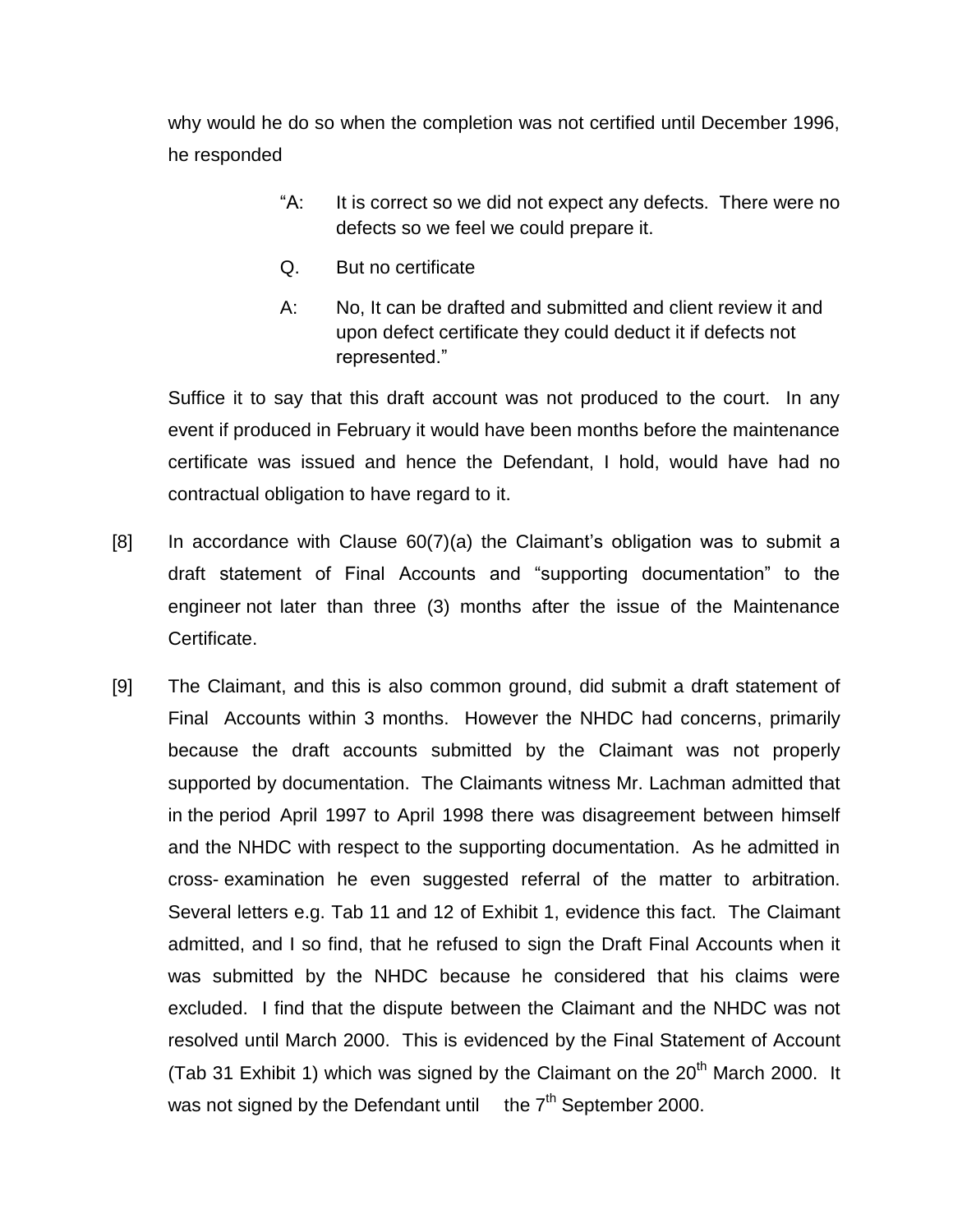why would he do so when the completion was not certified until December 1996, he responded

> "A: It is correct so we did not expect any defects. There were no defects so we feel we could prepare it.
>
> Q. But no certificate
>
> A: No, It can be drafted and submitted and client review it and upon defect certificate they could deduct it if defects not represented."

Suffice it to say that this draft account was not produced to the court. In any event if produced in February it would have been months before the maintenance certificate was issued and hence the Defendant, I hold, would have had no contractual obligation to have regard to it.

[8] In accordance with Clause 60(7)(a) the Claimant's obligation was to submit a draft statement of Final Accounts and "supporting documentation" to the engineer not later than three (3) months after the issue of the Maintenance Certificate.

[9] The Claimant, and this is also common ground, did submit a draft statement of Final Accounts within 3 months. However the NHDC had concerns, primarily because the draft accounts submitted by the Claimant was not properly supported by documentation. The Claimants witness Mr. Lachman admitted that in the period April 1997 to April 1998 there was disagreement between himself and the NHDC with respect to the supporting documentation. As he admitted in cross- examination he even suggested referral of the matter to arbitration. Several letters e.g. Tab 11 and 12 of Exhibit 1, evidence this fact. The Claimant admitted, and I so find, that he refused to sign the Draft Final Accounts when it was submitted by the NHDC because he considered that his claims were excluded. I find that the dispute between the Claimant and the NHDC was not resolved until March 2000. This is evidenced by the Final Statement of Account (Tab 31 Exhibit 1) which was signed by the Claimant on the 20th March 2000. It was not signed by the Defendant until the 7th September 2000.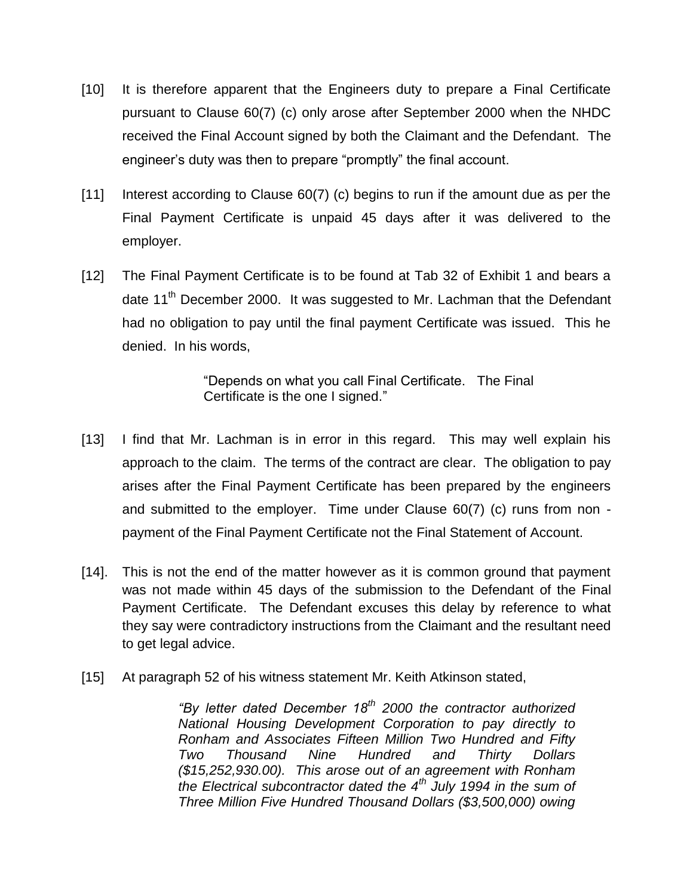[10] It is therefore apparent that the Engineers duty to prepare a Final Certificate pursuant to Clause 60(7) (c) only arose after September 2000 when the NHDC received the Final Account signed by both the Claimant and the Defendant. The engineer's duty was then to prepare "promptly" the final account.

[11] Interest according to Clause 60(7) (c) begins to run if the amount due as per the Final Payment Certificate is unpaid 45 days after it was delivered to the employer.

[12] The Final Payment Certificate is to be found at Tab 32 of Exhibit 1 and bears a date 11th December 2000. It was suggested to Mr. Lachman that the Defendant had no obligation to pay until the final payment Certificate was issued. This he denied. In his words,

> "Depends on what you call Final Certificate. The Final Certificate is the one I signed."

[13] I find that Mr. Lachman is in error in this regard. This may well explain his approach to the claim. The terms of the contract are clear. The obligation to pay arises after the Final Payment Certificate has been prepared by the engineers and submitted to the employer. Time under Clause 60(7) (c) runs from non - payment of the Final Payment Certificate not the Final Statement of Account.

[14]. This is not the end of the matter however as it is common ground that payment was not made within 45 days of the submission to the Defendant of the Final Payment Certificate. The Defendant excuses this delay by reference to what they say were contradictory instructions from the Claimant and the resultant need to get legal advice.

[15] At paragraph 52 of his witness statement Mr. Keith Atkinson stated,

> *"By letter dated December 18th 2000 the contractor authorized National Housing Development Corporation to pay directly to Ronham and Associates Fifteen Million Two Hundred and Fifty Two Thousand Nine Hundred and Thirty Dollars ($15,252,930.00). This arose out of an agreement with Ronham the Electrical subcontractor dated the 4th July 1994 in the sum of Three Million Five Hundred Thousand Dollars ($3,500,000) owing*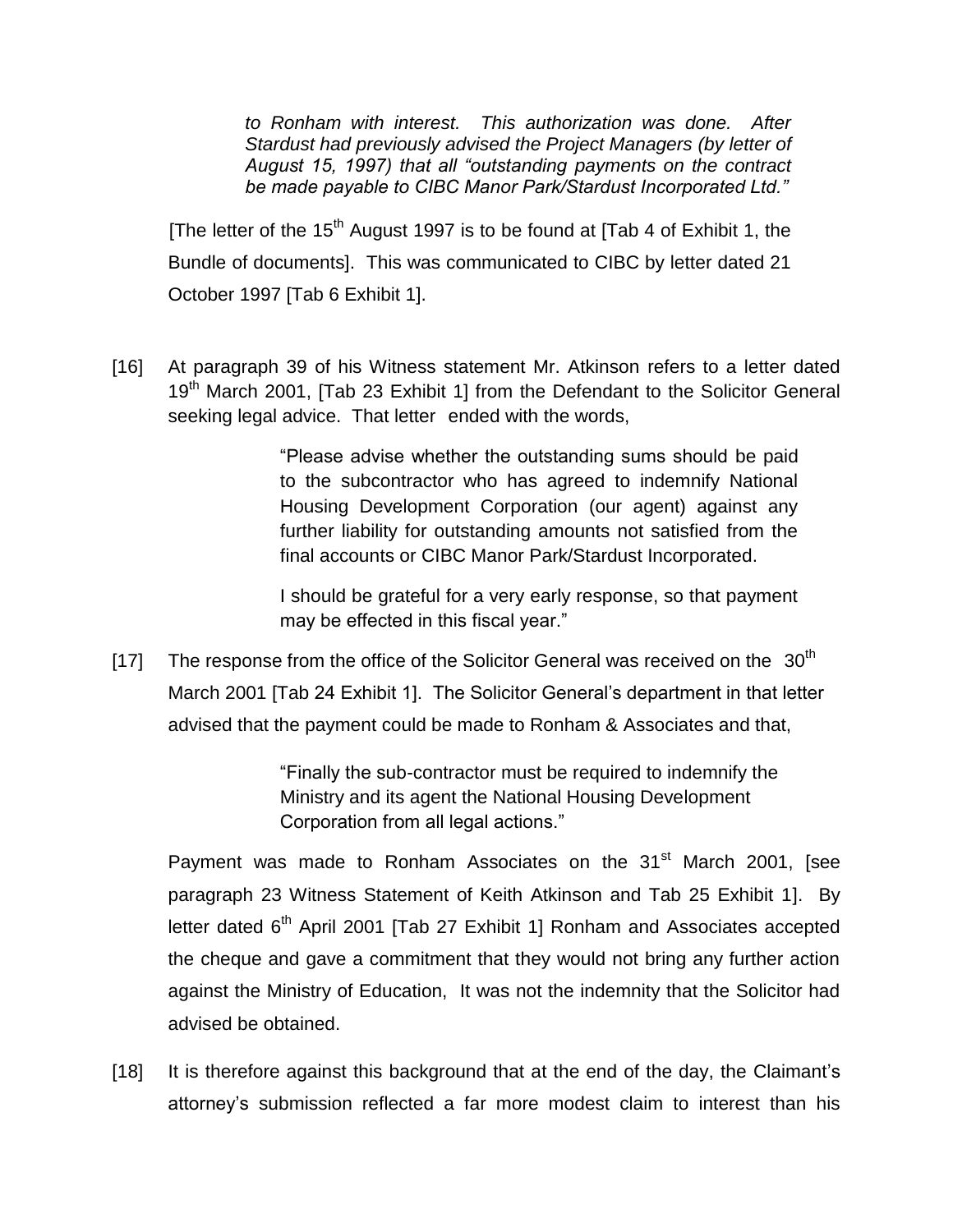*to Ronham with interest. This authorization was done. After Stardust had previously advised the Project Managers (by letter of August 15, 1997) that all "outstanding payments on the contract be made payable to CIBC Manor Park/Stardust Incorporated Ltd."*

[The letter of the 15th August 1997 is to be found at [Tab 4 of Exhibit 1, the Bundle of documents]. This was communicated to CIBC by letter dated 21 October 1997 [Tab 6 Exhibit 1].

[16] At paragraph 39 of his Witness statement Mr. Atkinson refers to a letter dated 19th March 2001, [Tab 23 Exhibit 1] from the Defendant to the Solicitor General seeking legal advice. That letter ended with the words,

> "Please advise whether the outstanding sums should be paid to the subcontractor who has agreed to indemnify National Housing Development Corporation (our agent) against any further liability for outstanding amounts not satisfied from the final accounts or CIBC Manor Park/Stardust Incorporated.
>
> I should be grateful for a very early response, so that payment may be effected in this fiscal year."

[17] The response from the office of the Solicitor General was received on the 30th March 2001 [Tab 24 Exhibit 1]. The Solicitor General's department in that letter advised that the payment could be made to Ronham & Associates and that,

> "Finally the sub-contractor must be required to indemnify the Ministry and its agent the National Housing Development Corporation from all legal actions."

Payment was made to Ronham Associates on the 31st March 2001, [see paragraph 23 Witness Statement of Keith Atkinson and Tab 25 Exhibit 1]. By letter dated 6th April 2001 [Tab 27 Exhibit 1] Ronham and Associates accepted the cheque and gave a commitment that they would not bring any further action against the Ministry of Education, It was not the indemnity that the Solicitor had advised be obtained.

[18] It is therefore against this background that at the end of the day, the Claimant's attorney's submission reflected a far more modest claim to interest than his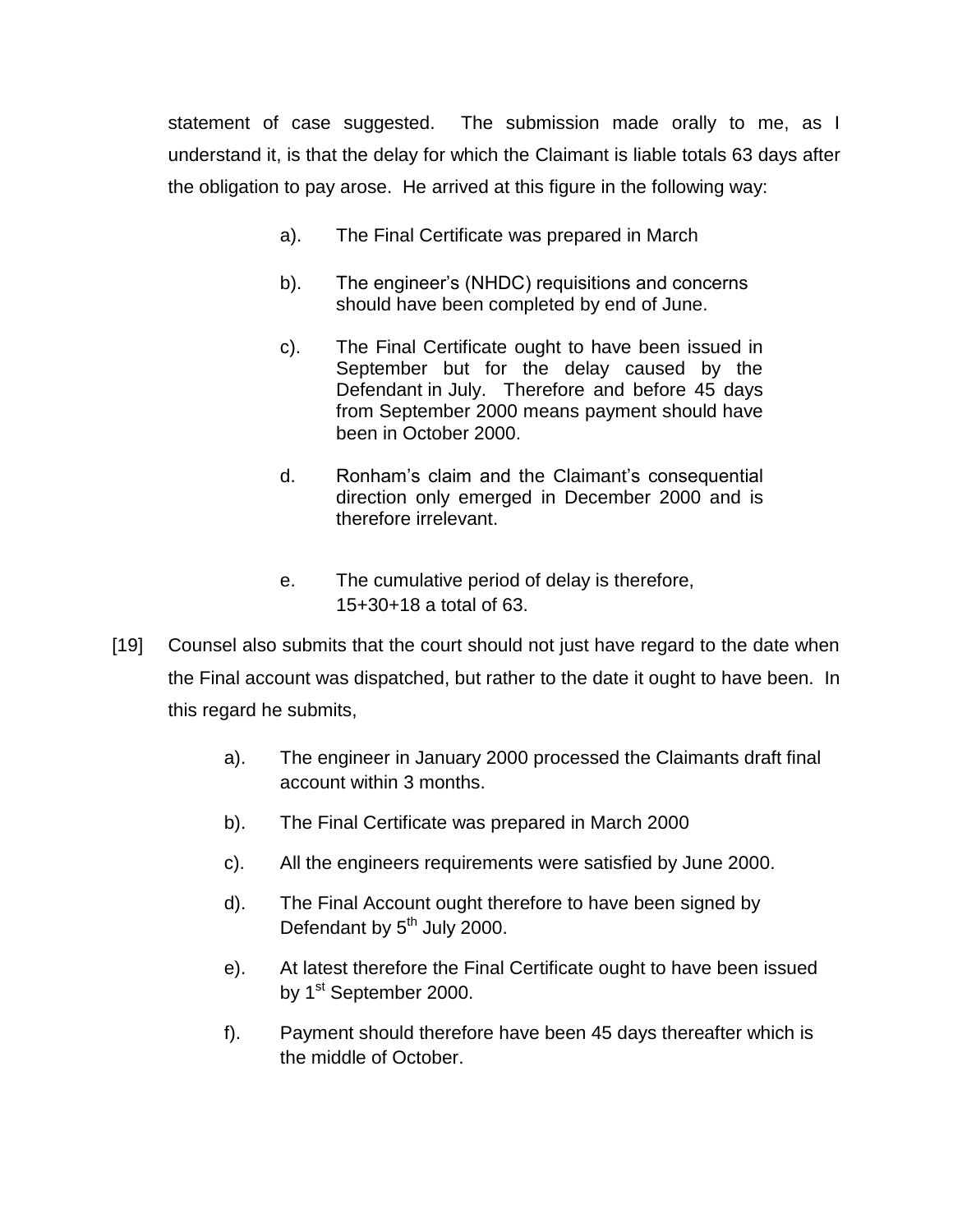statement of case suggested. The submission made orally to me, as I understand it, is that the delay for which the Claimant is liable totals 63 days after the obligation to pay arose. He arrived at this figure in the following way:

a). The Final Certificate was prepared in March

b). The engineer's (NHDC) requisitions and concerns should have been completed by end of June.

c). The Final Certificate ought to have been issued in September but for the delay caused by the Defendant in July. Therefore and before 45 days from September 2000 means payment should have been in October 2000.

d. Ronham's claim and the Claimant's consequential direction only emerged in December 2000 and is therefore irrelevant.

e. The cumulative period of delay is therefore, 15+30+18 a total of 63.

[19] Counsel also submits that the court should not just have regard to the date when the Final account was dispatched, but rather to the date it ought to have been. In this regard he submits,

a). The engineer in January 2000 processed the Claimants draft final account within 3 months.

b). The Final Certificate was prepared in March 2000

c). All the engineers requirements were satisfied by June 2000.

d). The Final Account ought therefore to have been signed by Defendant by 5th July 2000.

e). At latest therefore the Final Certificate ought to have been issued by 1st September 2000.

f). Payment should therefore have been 45 days thereafter which is the middle of October.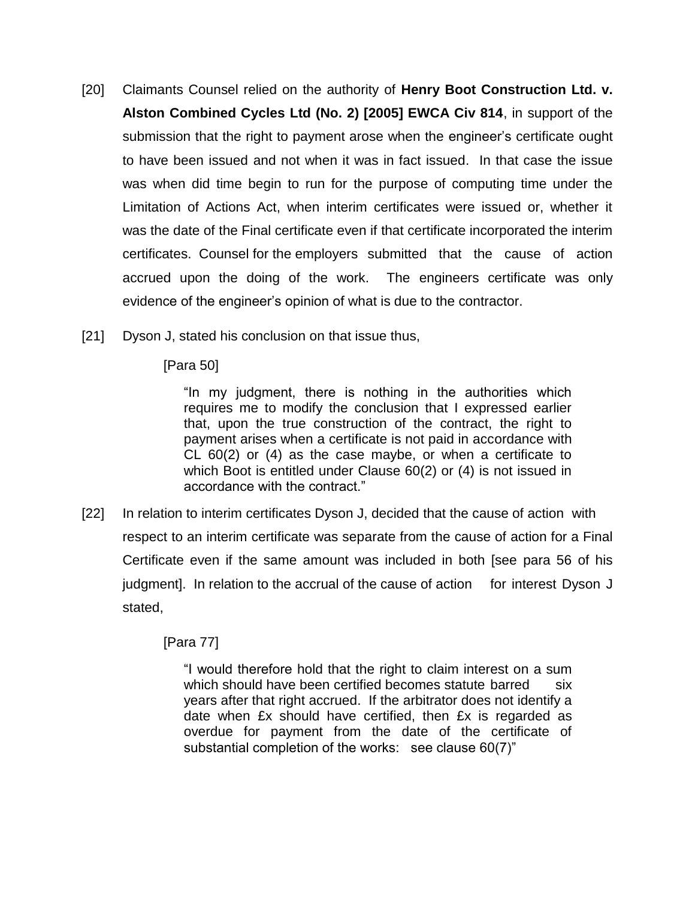[20] Claimants Counsel relied on the authority of **Henry Boot Construction Ltd. v. Alston Combined Cycles Ltd (No. 2) [2005] EWCA Civ 814**, in support of the submission that the right to payment arose when the engineer's certificate ought to have been issued and not when it was in fact issued. In that case the issue was when did time begin to run for the purpose of computing time under the Limitation of Actions Act, when interim certificates were issued or, whether it was the date of the Final certificate even if that certificate incorporated the interim certificates. Counsel for the employers submitted that the cause of action accrued upon the doing of the work. The engineers certificate was only evidence of the engineer's opinion of what is due to the contractor.

[21] Dyson J, stated his conclusion on that issue thus,

[Para 50]

> "In my judgment, there is nothing in the authorities which requires me to modify the conclusion that I expressed earlier that, upon the true construction of the contract, the right to payment arises when a certificate is not paid in accordance with CL 60(2) or (4) as the case maybe, or when a certificate to which Boot is entitled under Clause 60(2) or (4) is not issued in accordance with the contract."

[22] In relation to interim certificates Dyson J, decided that the cause of action with respect to an interim certificate was separate from the cause of action for a Final Certificate even if the same amount was included in both [see para 56 of his judgment]. In relation to the accrual of the cause of action for interest Dyson J stated,

[Para 77]

> "I would therefore hold that the right to claim interest on a sum which should have been certified becomes statute barred six years after that right accrued. If the arbitrator does not identify a date when £x should have certified, then £x is regarded as overdue for payment from the date of the certificate of substantial completion of the works: see clause 60(7)"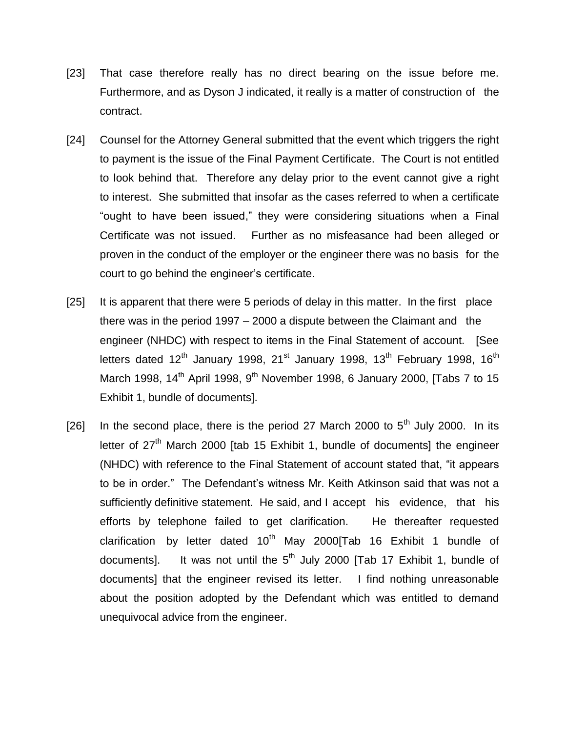[23] That case therefore really has no direct bearing on the issue before me. Furthermore, and as Dyson J indicated, it really is a matter of construction of the contract.

[24] Counsel for the Attorney General submitted that the event which triggers the right to payment is the issue of the Final Payment Certificate. The Court is not entitled to look behind that. Therefore any delay prior to the event cannot give a right to interest. She submitted that insofar as the cases referred to when a certificate "ought to have been issued," they were considering situations when a Final Certificate was not issued. Further as no misfeasance had been alleged or proven in the conduct of the employer or the engineer there was no basis for the court to go behind the engineer's certificate.

[25] It is apparent that there were 5 periods of delay in this matter. In the first place there was in the period 1997 – 2000 a dispute between the Claimant and the engineer (NHDC) with respect to items in the Final Statement of account. [See letters dated 12th January 1998, 21st January 1998, 13th February 1998, 16th March 1998, 14th April 1998, 9th November 1998, 6 January 2000, [Tabs 7 to 15 Exhibit 1, bundle of documents].

[26] In the second place, there is the period 27 March 2000 to 5th July 2000. In its letter of 27th March 2000 [tab 15 Exhibit 1, bundle of documents] the engineer (NHDC) with reference to the Final Statement of account stated that, "it appears to be in order." The Defendant's witness Mr. Keith Atkinson said that was not a sufficiently definitive statement. He said, and I accept his evidence, that his efforts by telephone failed to get clarification. He thereafter requested clarification by letter dated 10th May 2000[Tab 16 Exhibit 1 bundle of documents]. It was not until the 5th July 2000 [Tab 17 Exhibit 1, bundle of documents] that the engineer revised its letter. I find nothing unreasonable about the position adopted by the Defendant which was entitled to demand unequivocal advice from the engineer.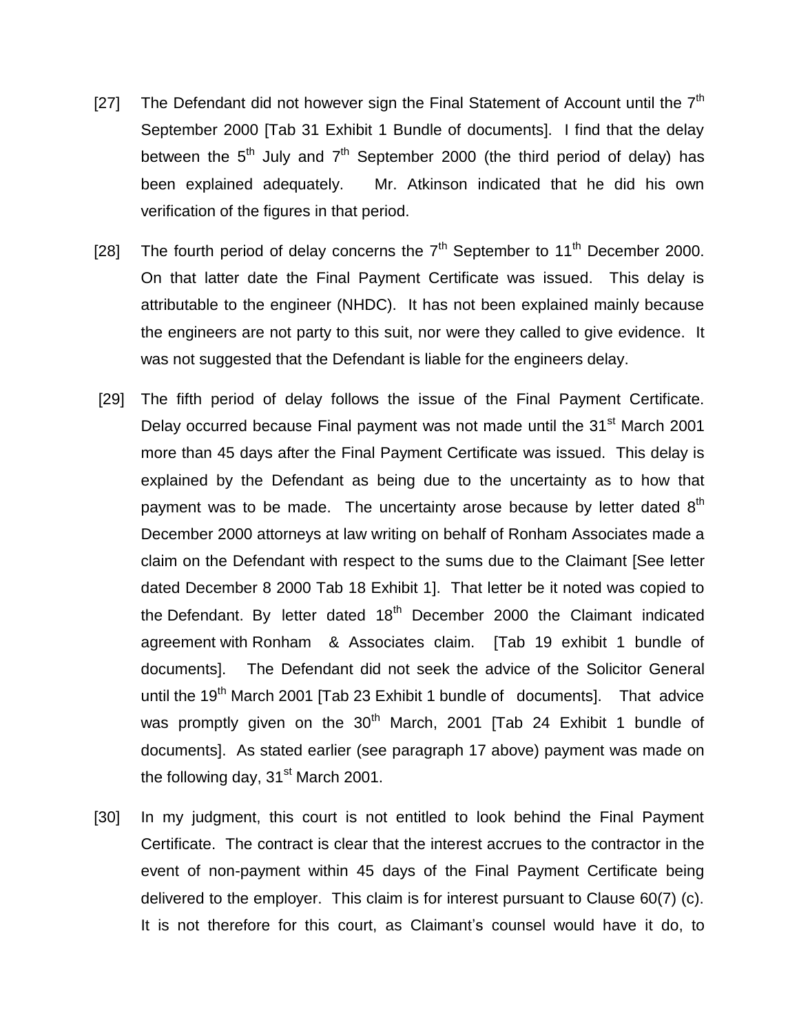[27] The Defendant did not however sign the Final Statement of Account until the 7th September 2000 [Tab 31 Exhibit 1 Bundle of documents]. I find that the delay between the 5th July and 7th September 2000 (the third period of delay) has been explained adequately. Mr. Atkinson indicated that he did his own verification of the figures in that period.

[28] The fourth period of delay concerns the 7th September to 11th December 2000. On that latter date the Final Payment Certificate was issued. This delay is attributable to the engineer (NHDC). It has not been explained mainly because the engineers are not party to this suit, nor were they called to give evidence. It was not suggested that the Defendant is liable for the engineers delay.

[29] The fifth period of delay follows the issue of the Final Payment Certificate. Delay occurred because Final payment was not made until the 31st March 2001 more than 45 days after the Final Payment Certificate was issued. This delay is explained by the Defendant as being due to the uncertainty as to how that payment was to be made. The uncertainty arose because by letter dated 8th December 2000 attorneys at law writing on behalf of Ronham Associates made a claim on the Defendant with respect to the sums due to the Claimant [See letter dated December 8 2000 Tab 18 Exhibit 1]. That letter be it noted was copied to the Defendant. By letter dated 18th December 2000 the Claimant indicated agreement with Ronham & Associates claim. [Tab 19 exhibit 1 bundle of documents]. The Defendant did not seek the advice of the Solicitor General until the 19th March 2001 [Tab 23 Exhibit 1 bundle of documents]. That advice was promptly given on the 30th March, 2001 [Tab 24 Exhibit 1 bundle of documents]. As stated earlier (see paragraph 17 above) payment was made on the following day, 31st March 2001.

[30] In my judgment, this court is not entitled to look behind the Final Payment Certificate. The contract is clear that the interest accrues to the contractor in the event of non-payment within 45 days of the Final Payment Certificate being delivered to the employer. This claim is for interest pursuant to Clause 60(7) (c). It is not therefore for this court, as Claimant's counsel would have it do, to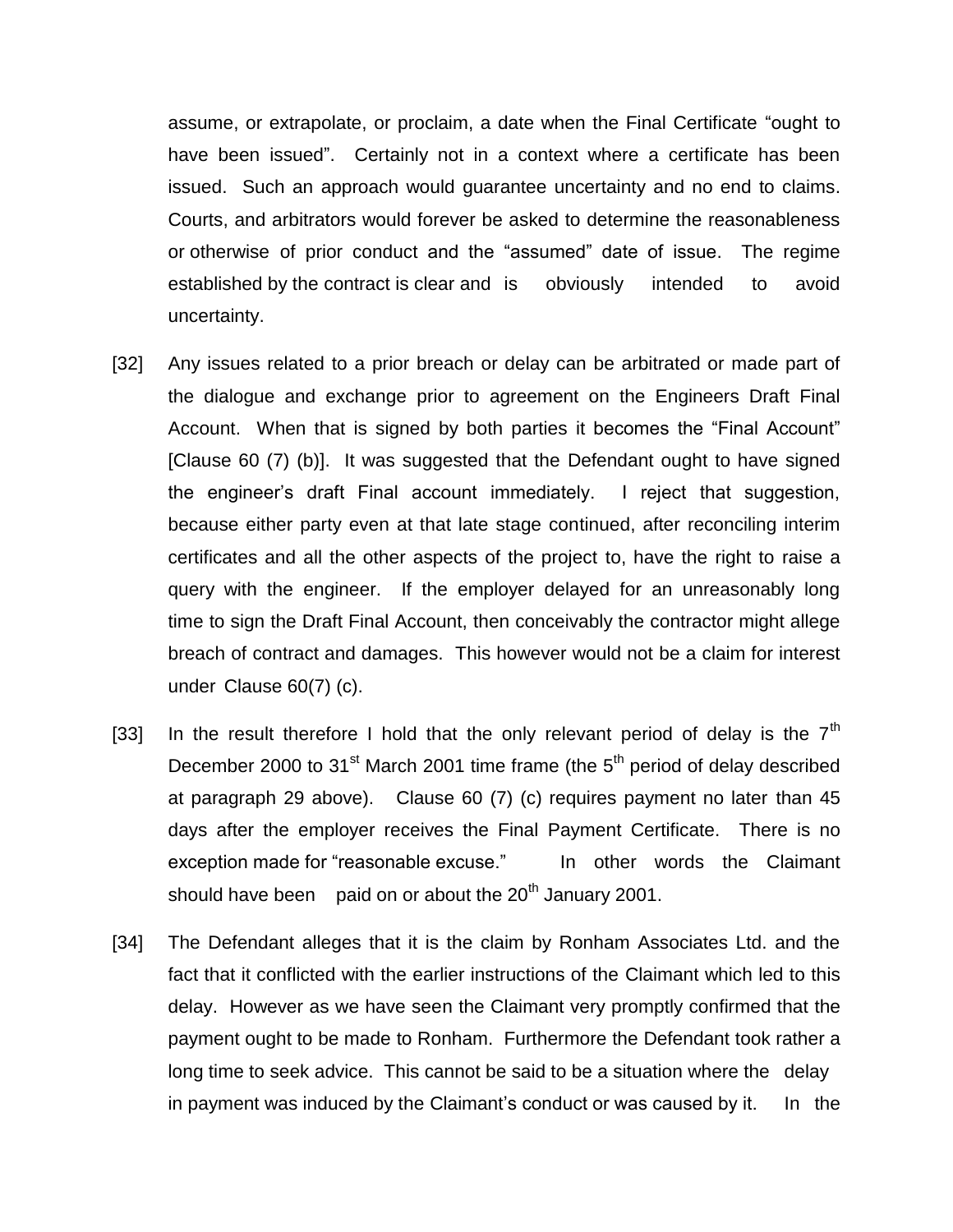assume, or extrapolate, or proclaim, a date when the Final Certificate "ought to have been issued". Certainly not in a context where a certificate has been issued. Such an approach would guarantee uncertainty and no end to claims. Courts, and arbitrators would forever be asked to determine the reasonableness or otherwise of prior conduct and the "assumed" date of issue. The regime established by the contract is clear and is obviously intended to avoid uncertainty.

[32] Any issues related to a prior breach or delay can be arbitrated or made part of the dialogue and exchange prior to agreement on the Engineers Draft Final Account. When that is signed by both parties it becomes the "Final Account" [Clause 60 (7) (b)]. It was suggested that the Defendant ought to have signed the engineer's draft Final account immediately. I reject that suggestion, because either party even at that late stage continued, after reconciling interim certificates and all the other aspects of the project to, have the right to raise a query with the engineer. If the employer delayed for an unreasonably long time to sign the Draft Final Account, then conceivably the contractor might allege breach of contract and damages. This however would not be a claim for interest under Clause 60(7) (c).

[33] In the result therefore I hold that the only relevant period of delay is the 7th December 2000 to 31st March 2001 time frame (the 5th period of delay described at paragraph 29 above). Clause 60 (7) (c) requires payment no later than 45 days after the employer receives the Final Payment Certificate. There is no exception made for "reasonable excuse." In other words the Claimant should have been paid on or about the 20th January 2001.

[34] The Defendant alleges that it is the claim by Ronham Associates Ltd. and the fact that it conflicted with the earlier instructions of the Claimant which led to this delay. However as we have seen the Claimant very promptly confirmed that the payment ought to be made to Ronham. Furthermore the Defendant took rather a long time to seek advice. This cannot be said to be a situation where the delay in payment was induced by the Claimant's conduct or was caused by it. In the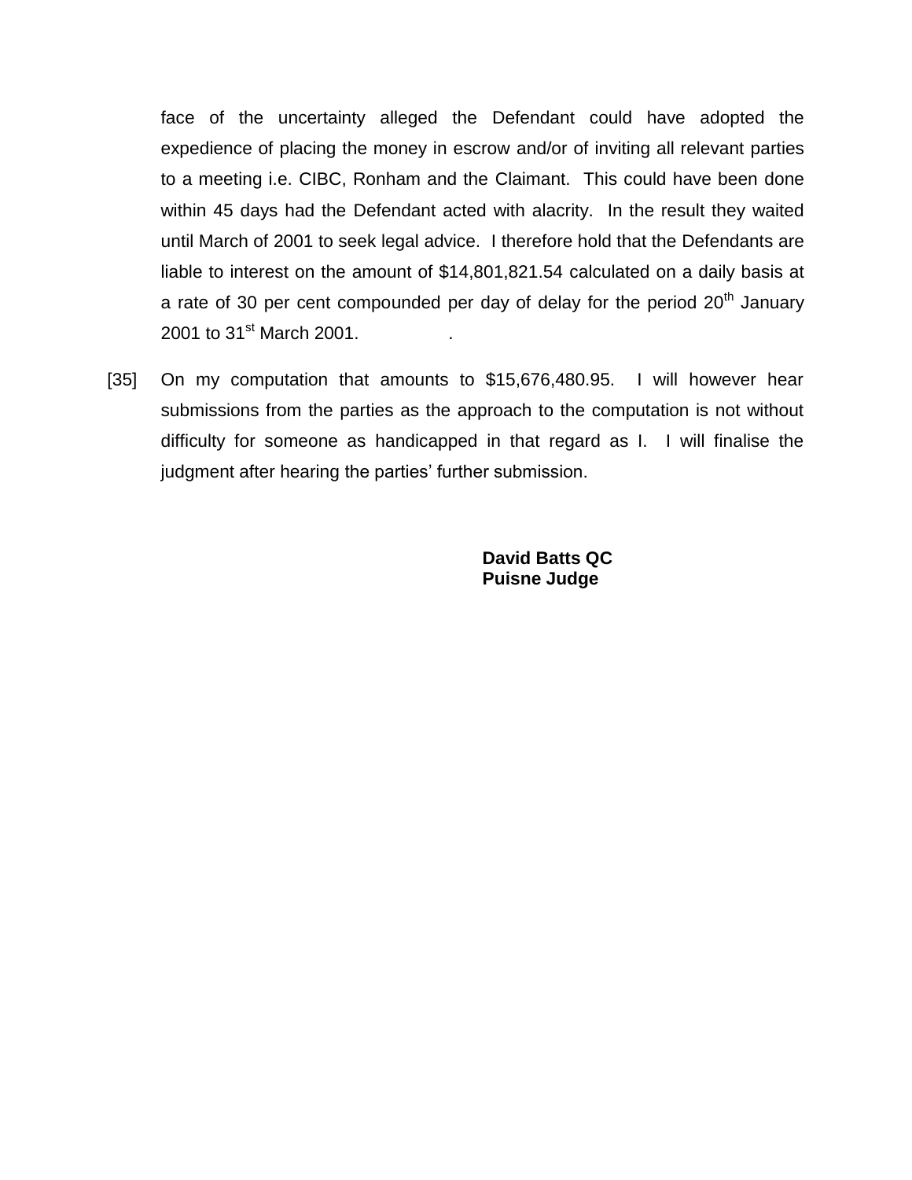face of the uncertainty alleged the Defendant could have adopted the expedience of placing the money in escrow and/or of inviting all relevant parties to a meeting i.e. CIBC, Ronham and the Claimant. This could have been done within 45 days had the Defendant acted with alacrity. In the result they waited until March of 2001 to seek legal advice. I therefore hold that the Defendants are liable to interest on the amount of $14,801,821.54 calculated on a daily basis at a rate of 30 per cent compounded per day of delay for the period 20th January 2001 to 31st March 2001.

[35] On my computation that amounts to $15,676,480.95. I will however hear submissions from the parties as the approach to the computation is not without difficulty for someone as handicapped in that regard as I. I will finalise the judgment after hearing the parties' further submission.

**David Batts QC**
**Puisne Judge**